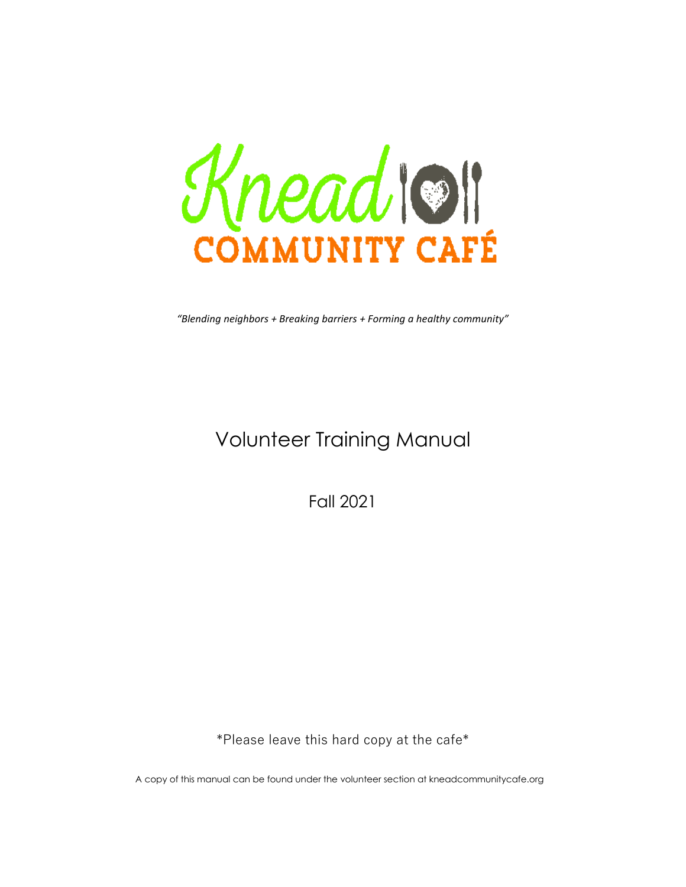# Knead COMMUNITY CAFÉ

*"Blending neighbors + Breaking barriers + Forming a healthy community"*

## Volunteer Training Manual

Fall 2021

\*Please leave this hard copy at the cafe\*

A copy of this manual can be found under the volunteer section at kneadcommunitycafe.org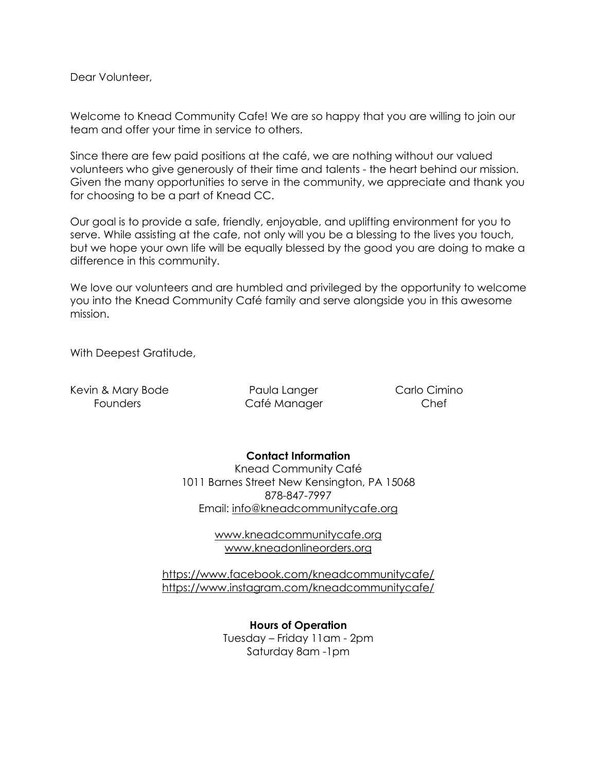Dear Volunteer,

Welcome to Knead Community Cafe! We are so happy that you are willing to join our team and offer your time in service to others.

Since there are few paid positions at the café, we are nothing without our valued volunteers who give generously of their time and talents - the heart behind our mission. Given the many opportunities to serve in the community, we appreciate and thank you for choosing to be a part of Knead CC.

Our goal is to provide a safe, friendly, enjoyable, and uplifting environment for you to serve. While assisting at the cafe, not only will you be a blessing to the lives you touch, but we hope your own life will be equally blessed by the good you are doing to make a difference in this community.

We love our volunteers and are humbled and privileged by the opportunity to welcome you into the Knead Community Café family and serve alongside you in this awesome mission.

With Deepest Gratitude,

Kevin & Mary Bode
Founders

Paula Langer
Café Manager

Carlo Cimino
Chef

**Contact Information**

Knead Community Café
1011 Barnes Street New Kensington, PA 15068
878-847-7997
Email: info@kneadcommunitycafe.org

www.kneadcommunitycafe.org
www.kneadonlineorders.org

https://www.facebook.com/kneadcommunitycafe/
https://www.instagram.com/kneadcommunitycafe/

**Hours of Operation**

Tuesday – Friday 11am - 2pm
Saturday 8am -1pm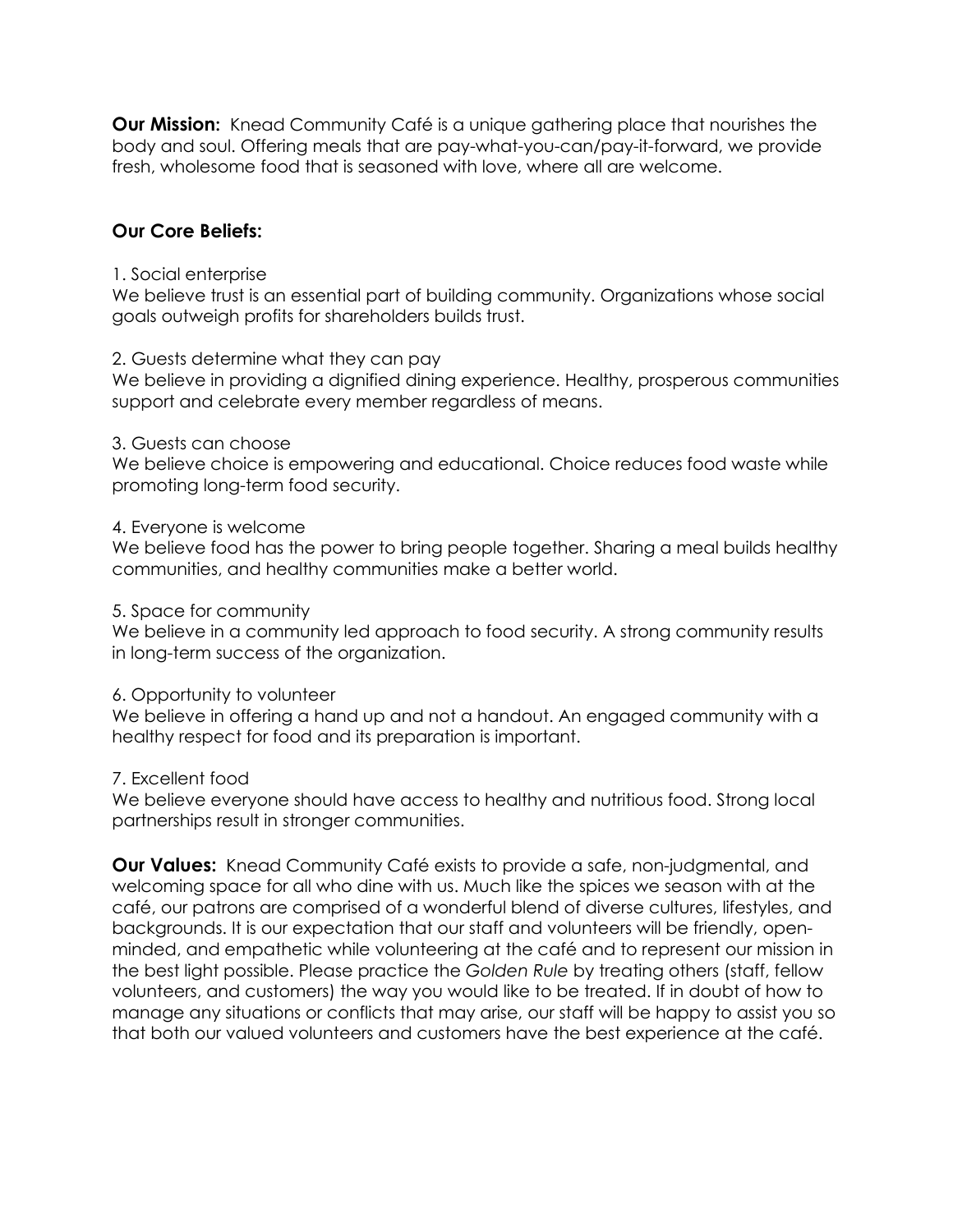**Our Mission:** Knead Community Café is a unique gathering place that nourishes the body and soul. Offering meals that are pay-what-you-can/pay-it-forward, we provide fresh, wholesome food that is seasoned with love, where all are welcome.

## Our Core Beliefs:

1. Social enterprise
We believe trust is an essential part of building community. Organizations whose social goals outweigh profits for shareholders builds trust.

2. Guests determine what they can pay
We believe in providing a dignified dining experience. Healthy, prosperous communities support and celebrate every member regardless of means.

3. Guests can choose
We believe choice is empowering and educational. Choice reduces food waste while promoting long-term food security.

4. Everyone is welcome
We believe food has the power to bring people together. Sharing a meal builds healthy communities, and healthy communities make a better world.

5. Space for community
We believe in a community led approach to food security. A strong community results in long-term success of the organization.

6. Opportunity to volunteer
We believe in offering a hand up and not a handout. An engaged community with a healthy respect for food and its preparation is important.

7. Excellent food
We believe everyone should have access to healthy and nutritious food. Strong local partnerships result in stronger communities.

**Our Values:** Knead Community Café exists to provide a safe, non-judgmental, and welcoming space for all who dine with us. Much like the spices we season with at the café, our patrons are comprised of a wonderful blend of diverse cultures, lifestyles, and backgrounds. It is our expectation that our staff and volunteers will be friendly, open-minded, and empathetic while volunteering at the café and to represent our mission in the best light possible. Please practice the *Golden Rule* by treating others (staff, fellow volunteers, and customers) the way you would like to be treated. If in doubt of how to manage any situations or conflicts that may arise, our staff will be happy to assist you so that both our valued volunteers and customers have the best experience at the café.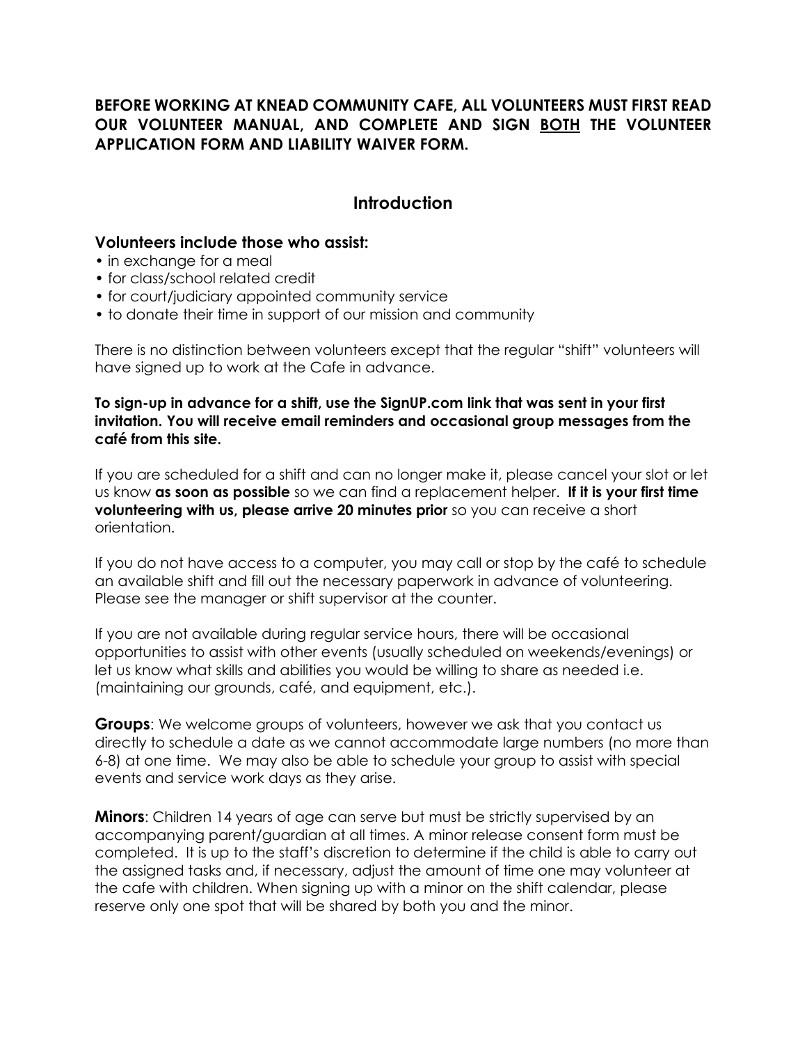**BEFORE WORKING AT KNEAD COMMUNITY CAFE, ALL VOLUNTEERS MUST FIRST READ OUR VOLUNTEER MANUAL, AND COMPLETE AND SIGN <u>BOTH</u> THE VOLUNTEER APPLICATION FORM AND LIABILITY WAIVER FORM.**

## Introduction

### Volunteers include those who assist:

- in exchange for a meal
- for class/school related credit
- for court/judiciary appointed community service
- to donate their time in support of our mission and community

There is no distinction between volunteers except that the regular "shift" volunteers will have signed up to work at the Cafe in advance.

**To sign-up in advance for a shift, use the SignUP.com link that was sent in your first invitation. You will receive email reminders and occasional group messages from the café from this site.**

If you are scheduled for a shift and can no longer make it, please cancel your slot or let us know **as soon as possible** so we can find a replacement helper. **If it is your first time volunteering with us, please arrive 20 minutes prior** so you can receive a short orientation.

If you do not have access to a computer, you may call or stop by the café to schedule an available shift and fill out the necessary paperwork in advance of volunteering. Please see the manager or shift supervisor at the counter.

If you are not available during regular service hours, there will be occasional opportunities to assist with other events (usually scheduled on weekends/evenings) or let us know what skills and abilities you would be willing to share as needed i.e. (maintaining our grounds, café, and equipment, etc.).

**Groups**: We welcome groups of volunteers, however we ask that you contact us directly to schedule a date as we cannot accommodate large numbers (no more than 6-8) at one time. We may also be able to schedule your group to assist with special events and service work days as they arise.

**Minors**: Children 14 years of age can serve but must be strictly supervised by an accompanying parent/guardian at all times. A minor release consent form must be completed. It is up to the staff's discretion to determine if the child is able to carry out the assigned tasks and, if necessary, adjust the amount of time one may volunteer at the cafe with children. When signing up with a minor on the shift calendar, please reserve only one spot that will be shared by both you and the minor.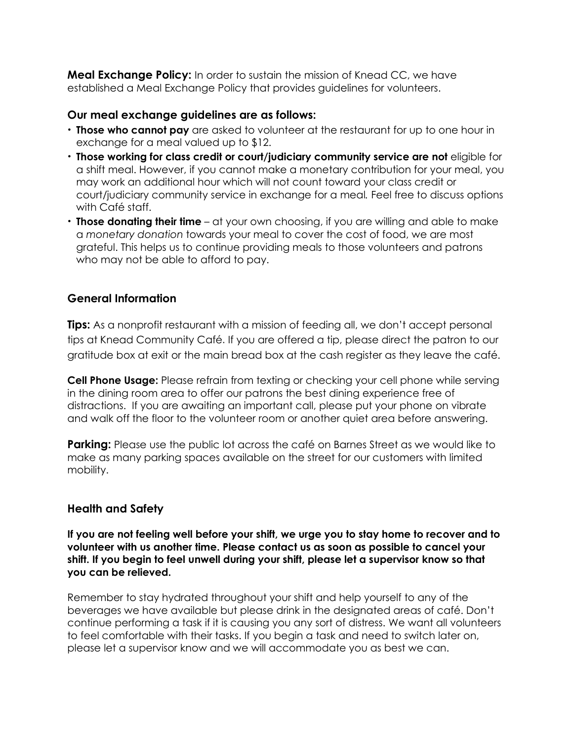**Meal Exchange Policy:** In order to sustain the mission of Knead CC, we have established a Meal Exchange Policy that provides guidelines for volunteers.

### Our meal exchange guidelines are as follows:

- **Those who cannot pay** are asked to volunteer at the restaurant for up to one hour in exchange for a meal valued up to $12.
- **Those working for class credit or court/judiciary community service are not** eligible for a shift meal. However, if you cannot make a monetary contribution for your meal, you may work an additional hour which will not count toward your class credit or court/judiciary community service in exchange for a meal. Feel free to discuss options with Café staff.
- **Those donating their time** – at your own choosing, if you are willing and able to make a *monetary donation* towards your meal to cover the cost of food, we are most grateful. This helps us to continue providing meals to those volunteers and patrons who may not be able to afford to pay.

## General Information

**Tips:** As a nonprofit restaurant with a mission of feeding all, we don't accept personal tips at Knead Community Café. If you are offered a tip, please direct the patron to our gratitude box at exit or the main bread box at the cash register as they leave the café.

**Cell Phone Usage:** Please refrain from texting or checking your cell phone while serving in the dining room area to offer our patrons the best dining experience free of distractions. If you are awaiting an important call, please put your phone on vibrate and walk off the floor to the volunteer room or another quiet area before answering.

**Parking:** Please use the public lot across the café on Barnes Street as we would like to make as many parking spaces available on the street for our customers with limited mobility.

## Health and Safety

**If you are not feeling well before your shift, we urge you to stay home to recover and to volunteer with us another time. Please contact us as soon as possible to cancel your shift. If you begin to feel unwell during your shift, please let a supervisor know so that you can be relieved.**

Remember to stay hydrated throughout your shift and help yourself to any of the beverages we have available but please drink in the designated areas of café. Don't continue performing a task if it is causing you any sort of distress. We want all volunteers to feel comfortable with their tasks. If you begin a task and need to switch later on, please let a supervisor know and we will accommodate you as best we can.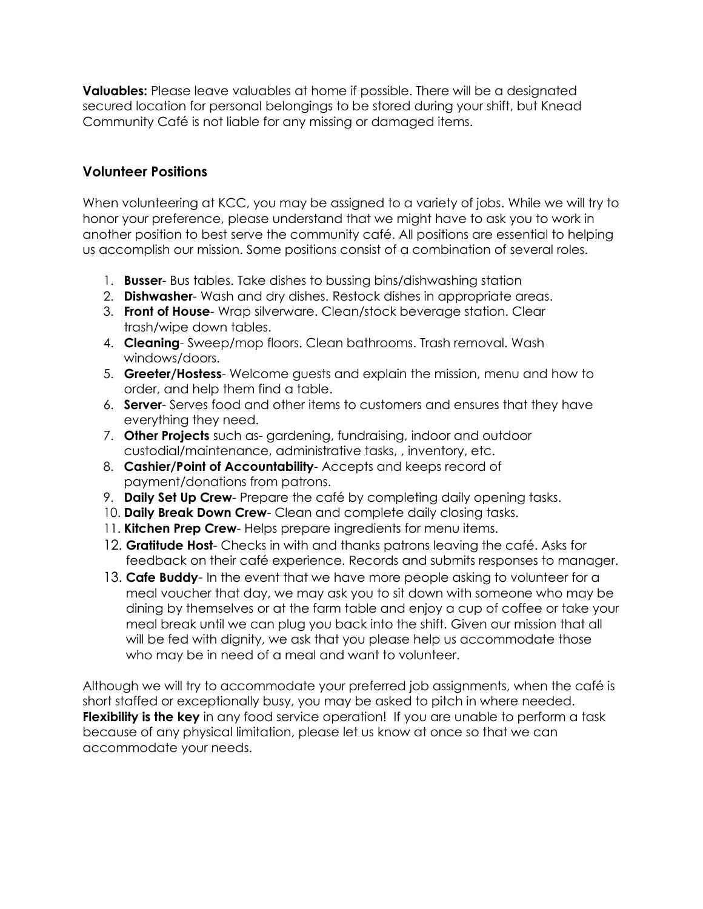**Valuables:** Please leave valuables at home if possible. There will be a designated secured location for personal belongings to be stored during your shift, but Knead Community Café is not liable for any missing or damaged items.

## Volunteer Positions

When volunteering at KCC, you may be assigned to a variety of jobs. While we will try to honor your preference, please understand that we might have to ask you to work in another position to best serve the community café. All positions are essential to helping us accomplish our mission. Some positions consist of a combination of several roles.

1. **Busser**- Bus tables. Take dishes to bussing bins/dishwashing station
2. **Dishwasher**- Wash and dry dishes. Restock dishes in appropriate areas.
3. **Front of House**- Wrap silverware. Clean/stock beverage station. Clear trash/wipe down tables.
4. **Cleaning**- Sweep/mop floors. Clean bathrooms. Trash removal. Wash windows/doors.
5. **Greeter/Hostess**- Welcome guests and explain the mission, menu and how to order, and help them find a table.
6. **Server**- Serves food and other items to customers and ensures that they have everything they need.
7. **Other Projects** such as- gardening, fundraising, indoor and outdoor custodial/maintenance, administrative tasks, , inventory, etc.
8. **Cashier/Point of Accountability**- Accepts and keeps record of payment/donations from patrons.
9. **Daily Set Up Crew**- Prepare the café by completing daily opening tasks.
10. **Daily Break Down Crew**- Clean and complete daily closing tasks.
11. **Kitchen Prep Crew**- Helps prepare ingredients for menu items.
12. **Gratitude Host**- Checks in with and thanks patrons leaving the café. Asks for feedback on their café experience. Records and submits responses to manager.
13. **Cafe Buddy**- In the event that we have more people asking to volunteer for a meal voucher that day, we may ask you to sit down with someone who may be dining by themselves or at the farm table and enjoy a cup of coffee or take your meal break until we can plug you back into the shift. Given our mission that all will be fed with dignity, we ask that you please help us accommodate those who may be in need of a meal and want to volunteer.

Although we will try to accommodate your preferred job assignments, when the café is short staffed or exceptionally busy, you may be asked to pitch in where needed. **Flexibility is the key** in any food service operation! If you are unable to perform a task because of any physical limitation, please let us know at once so that we can accommodate your needs.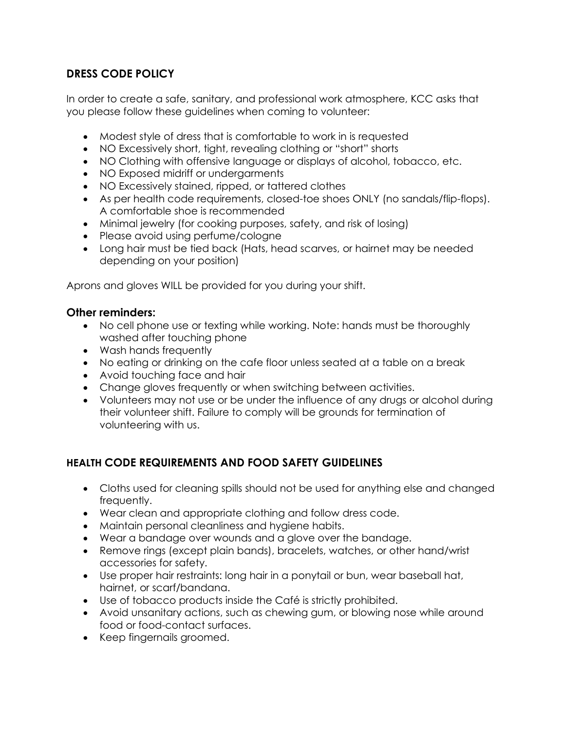## DRESS CODE POLICY

In order to create a safe, sanitary, and professional work atmosphere, KCC asks that you please follow these guidelines when coming to volunteer:

- Modest style of dress that is comfortable to work in is requested
- NO Excessively short, tight, revealing clothing or "short" shorts
- NO Clothing with offensive language or displays of alcohol, tobacco, etc.
- NO Exposed midriff or undergarments
- NO Excessively stained, ripped, or tattered clothes
- As per health code requirements, closed-toe shoes ONLY (no sandals/flip-flops). A comfortable shoe is recommended
- Minimal jewelry (for cooking purposes, safety, and risk of losing)
- Please avoid using perfume/cologne
- Long hair must be tied back (Hats, head scarves, or hairnet may be needed depending on your position)

Aprons and gloves WILL be provided for you during your shift.

### Other reminders:

- No cell phone use or texting while working. Note: hands must be thoroughly washed after touching phone
- Wash hands frequently
- No eating or drinking on the cafe floor unless seated at a table on a break
- Avoid touching face and hair
- Change gloves frequently or when switching between activities.
- Volunteers may not use or be under the influence of any drugs or alcohol during their volunteer shift. Failure to comply will be grounds for termination of volunteering with us.

## HEALTH CODE REQUIREMENTS AND FOOD SAFETY GUIDELINES

- Cloths used for cleaning spills should not be used for anything else and changed frequently.
- Wear clean and appropriate clothing and follow dress code.
- Maintain personal cleanliness and hygiene habits.
- Wear a bandage over wounds and a glove over the bandage.
- Remove rings (except plain bands), bracelets, watches, or other hand/wrist accessories for safety.
- Use proper hair restraints: long hair in a ponytail or bun, wear baseball hat, hairnet, or scarf/bandana.
- Use of tobacco products inside the Café is strictly prohibited.
- Avoid unsanitary actions, such as chewing gum, or blowing nose while around food or food-contact surfaces.
- Keep fingernails groomed.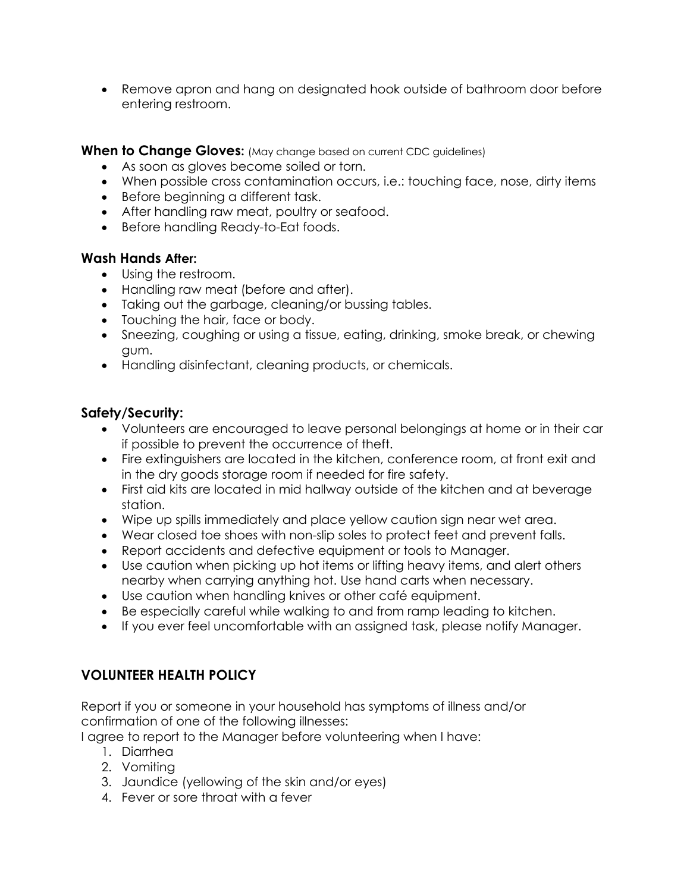- Remove apron and hang on designated hook outside of bathroom door before entering restroom.

**When to Change Gloves:** (May change based on current CDC guidelines)

- As soon as gloves become soiled or torn.
- When possible cross contamination occurs, i.e.: touching face, nose, dirty items
- Before beginning a different task.
- After handling raw meat, poultry or seafood.
- Before handling Ready-to-Eat foods.

**Wash Hands After:**

- Using the restroom.
- Handling raw meat (before and after).
- Taking out the garbage, cleaning/or bussing tables.
- Touching the hair, face or body.
- Sneezing, coughing or using a tissue, eating, drinking, smoke break, or chewing gum.
- Handling disinfectant, cleaning products, or chemicals.

**Safety/Security:**

- Volunteers are encouraged to leave personal belongings at home or in their car if possible to prevent the occurrence of theft.
- Fire extinguishers are located in the kitchen, conference room, at front exit and in the dry goods storage room if needed for fire safety.
- First aid kits are located in mid hallway outside of the kitchen and at beverage station.
- Wipe up spills immediately and place yellow caution sign near wet area.
- Wear closed toe shoes with non-slip soles to protect feet and prevent falls.
- Report accidents and defective equipment or tools to Manager.
- Use caution when picking up hot items or lifting heavy items, and alert others nearby when carrying anything hot. Use hand carts when necessary.
- Use caution when handling knives or other café equipment.
- Be especially careful while walking to and from ramp leading to kitchen.
- If you ever feel uncomfortable with an assigned task, please notify Manager.

## VOLUNTEER HEALTH POLICY

Report if you or someone in your household has symptoms of illness and/or confirmation of one of the following illnesses:

I agree to report to the Manager before volunteering when I have:

1. Diarrhea
2. Vomiting
3. Jaundice (yellowing of the skin and/or eyes)
4. Fever or sore throat with a fever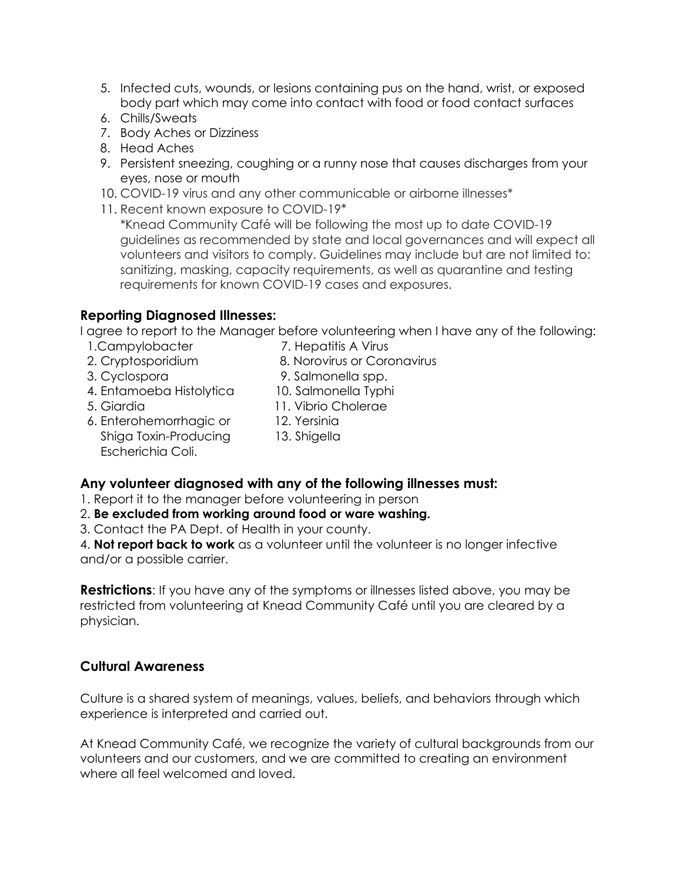5. Infected cuts, wounds, or lesions containing pus on the hand, wrist, or exposed body part which may come into contact with food or food contact surfaces
6. Chills/Sweats
7. Body Aches or Dizziness
8. Head Aches
9. Persistent sneezing, coughing or a runny nose that causes discharges from your eyes, nose or mouth
10. COVID-19 virus and any other communicable or airborne illnesses*
11. Recent known exposure to COVID-19*

   *Knead Community Café will be following the most up to date COVID-19 guidelines as recommended by state and local governances and will expect all volunteers and visitors to comply. Guidelines may include but are not limited to: sanitizing, masking, capacity requirements, as well as quarantine and testing requirements for known COVID-19 cases and exposures.

### Reporting Diagnosed Illnesses:

I agree to report to the Manager before volunteering when I have any of the following:

1. Campylobacter
2. Cryptosporidium
3. Cyclospora
4. Entamoeba Histolytica
5. Giardia
6. Enterohemorrhagic or Shiga Toxin-Producing Escherichia Coli.
7. Hepatitis A Virus
8. Norovirus or Coronavirus
9. Salmonella spp.
10. Salmonella Typhi
11. Vibrio Cholerae
12. Yersinia
13. Shigella

### Any volunteer diagnosed with any of the following illnesses must:

1. Report it to the manager before volunteering in person
2. **Be excluded from working around food or ware washing.**
3. Contact the PA Dept. of Health in your county.
4. **Not report back to work** as a volunteer until the volunteer is no longer infective and/or a possible carrier.

**Restrictions**: If you have any of the symptoms or illnesses listed above, you may be restricted from volunteering at Knead Community Café until you are cleared by a physician.

### Cultural Awareness

Culture is a shared system of meanings, values, beliefs, and behaviors through which experience is interpreted and carried out.

At Knead Community Café, we recognize the variety of cultural backgrounds from our volunteers and our customers, and we are committed to creating an environment where all feel welcomed and loved.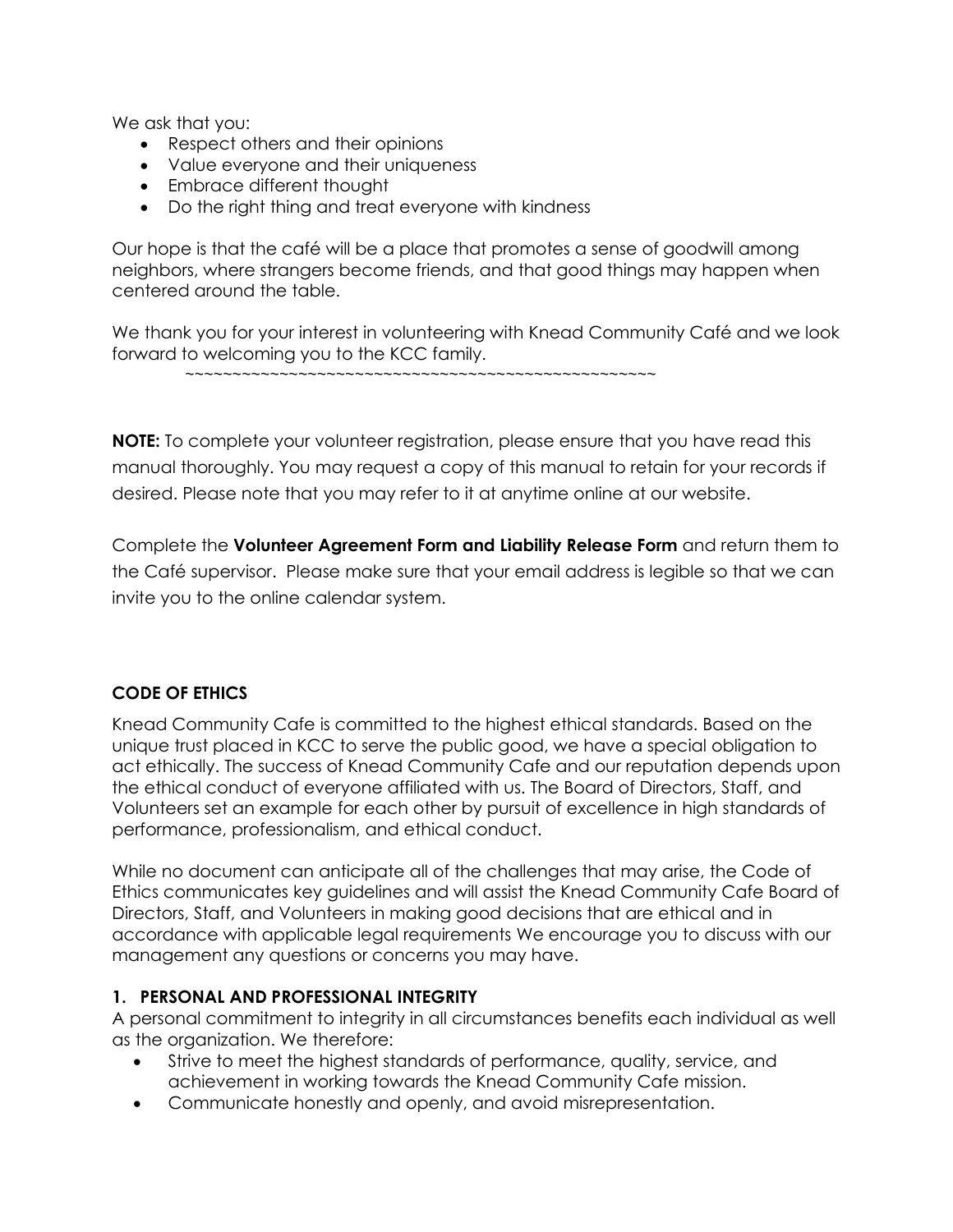We ask that you:

- Respect others and their opinions
- Value everyone and their uniqueness
- Embrace different thought
- Do the right thing and treat everyone with kindness

Our hope is that the café will be a place that promotes a sense of goodwill among neighbors, where strangers become friends, and that good things may happen when centered around the table.

We thank you for your interest in volunteering with Knead Community Café and we look forward to welcoming you to the KCC family.

~~~~~~~~~~~~~~~~~~~~~~~~~~~~~~~~~~~~~~~~~~~~~~~~~~~~~

**NOTE:** To complete your volunteer registration, please ensure that you have read this manual thoroughly. You may request a copy of this manual to retain for your records if desired. Please note that you may refer to it at anytime online at our website.

Complete the **Volunteer Agreement Form and Liability Release Form** and return them to the Café supervisor. Please make sure that your email address is legible so that we can invite you to the online calendar system.

## CODE OF ETHICS

Knead Community Cafe is committed to the highest ethical standards. Based on the unique trust placed in KCC to serve the public good, we have a special obligation to act ethically. The success of Knead Community Cafe and our reputation depends upon the ethical conduct of everyone affiliated with us. The Board of Directors, Staff, and Volunteers set an example for each other by pursuit of excellence in high standards of performance, professionalism, and ethical conduct.

While no document can anticipate all of the challenges that may arise, the Code of Ethics communicates key guidelines and will assist the Knead Community Cafe Board of Directors, Staff, and Volunteers in making good decisions that are ethical and in accordance with applicable legal requirements We encourage you to discuss with our management any questions or concerns you may have.

### 1. PERSONAL AND PROFESSIONAL INTEGRITY

A personal commitment to integrity in all circumstances benefits each individual as well as the organization. We therefore:

- Strive to meet the highest standards of performance, quality, service, and achievement in working towards the Knead Community Cafe mission.
- Communicate honestly and openly, and avoid misrepresentation.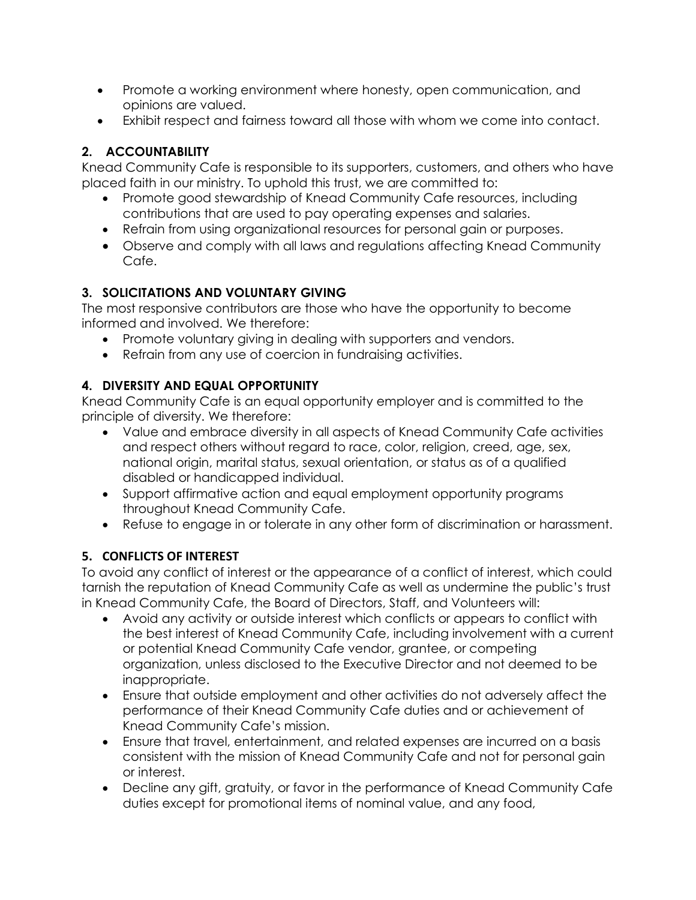- Promote a working environment where honesty, open communication, and opinions are valued.
- Exhibit respect and fairness toward all those with whom we come into contact.

## 2. ACCOUNTABILITY

Knead Community Cafe is responsible to its supporters, customers, and others who have placed faith in our ministry. To uphold this trust, we are committed to:

- Promote good stewardship of Knead Community Cafe resources, including contributions that are used to pay operating expenses and salaries.
- Refrain from using organizational resources for personal gain or purposes.
- Observe and comply with all laws and regulations affecting Knead Community Cafe.

## 3. SOLICITATIONS AND VOLUNTARY GIVING

The most responsive contributors are those who have the opportunity to become informed and involved. We therefore:

- Promote voluntary giving in dealing with supporters and vendors.
- Refrain from any use of coercion in fundraising activities.

## 4. DIVERSITY AND EQUAL OPPORTUNITY

Knead Community Cafe is an equal opportunity employer and is committed to the principle of diversity. We therefore:

- Value and embrace diversity in all aspects of Knead Community Cafe activities and respect others without regard to race, color, religion, creed, age, sex, national origin, marital status, sexual orientation, or status as of a qualified disabled or handicapped individual.
- Support affirmative action and equal employment opportunity programs throughout Knead Community Cafe.
- Refuse to engage in or tolerate in any other form of discrimination or harassment.

## 5. CONFLICTS OF INTEREST

To avoid any conflict of interest or the appearance of a conflict of interest, which could tarnish the reputation of Knead Community Cafe as well as undermine the public's trust in Knead Community Cafe, the Board of Directors, Staff, and Volunteers will:

- Avoid any activity or outside interest which conflicts or appears to conflict with the best interest of Knead Community Cafe, including involvement with a current or potential Knead Community Cafe vendor, grantee, or competing organization, unless disclosed to the Executive Director and not deemed to be inappropriate.
- Ensure that outside employment and other activities do not adversely affect the performance of their Knead Community Cafe duties and or achievement of Knead Community Cafe's mission.
- Ensure that travel, entertainment, and related expenses are incurred on a basis consistent with the mission of Knead Community Cafe and not for personal gain or interest.
- Decline any gift, gratuity, or favor in the performance of Knead Community Cafe duties except for promotional items of nominal value, and any food,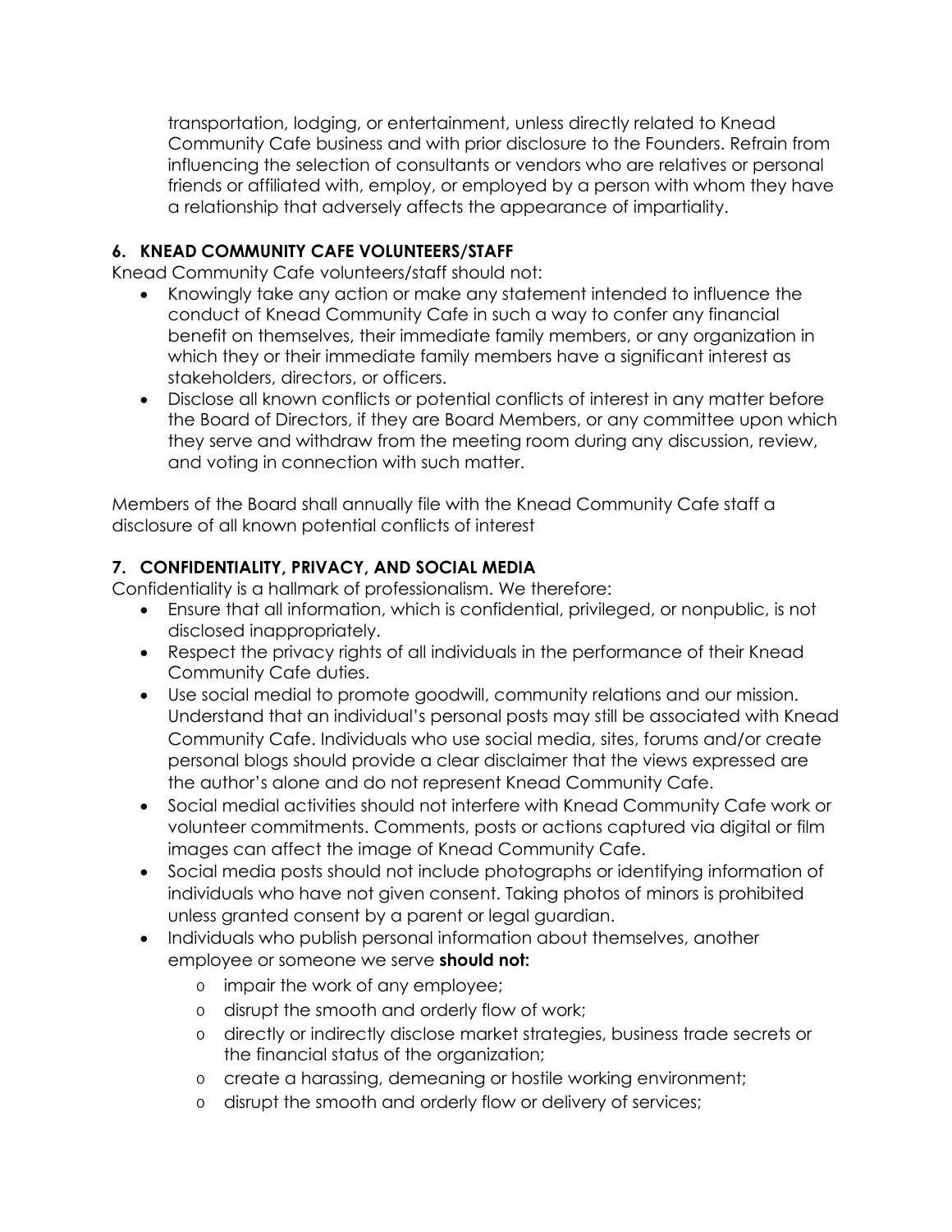transportation, lodging, or entertainment, unless directly related to Knead Community Cafe business and with prior disclosure to the Founders. Refrain from influencing the selection of consultants or vendors who are relatives or personal friends or affiliated with, employ, or employed by a person with whom they have a relationship that adversely affects the appearance of impartiality.

### 6. KNEAD COMMUNITY CAFE VOLUNTEERS/STAFF

Knead Community Cafe volunteers/staff should not:

- Knowingly take any action or make any statement intended to influence the conduct of Knead Community Cafe in such a way to confer any financial benefit on themselves, their immediate family members, or any organization in which they or their immediate family members have a significant interest as stakeholders, directors, or officers.
- Disclose all known conflicts or potential conflicts of interest in any matter before the Board of Directors, if they are Board Members, or any committee upon which they serve and withdraw from the meeting room during any discussion, review, and voting in connection with such matter.

Members of the Board shall annually file with the Knead Community Cafe staff a disclosure of all known potential conflicts of interest

### 7. CONFIDENTIALITY, PRIVACY, AND SOCIAL MEDIA

Confidentiality is a hallmark of professionalism. We therefore:

- Ensure that all information, which is confidential, privileged, or nonpublic, is not disclosed inappropriately.
- Respect the privacy rights of all individuals in the performance of their Knead Community Cafe duties.
- Use social medial to promote goodwill, community relations and our mission. Understand that an individual's personal posts may still be associated with Knead Community Cafe. Individuals who use social media, sites, forums and/or create personal blogs should provide a clear disclaimer that the views expressed are the author's alone and do not represent Knead Community Cafe.
- Social medial activities should not interfere with Knead Community Cafe work or volunteer commitments. Comments, posts or actions captured via digital or film images can affect the image of Knead Community Cafe.
- Social media posts should not include photographs or identifying information of individuals who have not given consent. Taking photos of minors is prohibited unless granted consent by a parent or legal guardian.
- Individuals who publish personal information about themselves, another employee or someone we serve **should not:**
  - impair the work of any employee;
  - disrupt the smooth and orderly flow of work;
  - directly or indirectly disclose market strategies, business trade secrets or the financial status of the organization;
  - create a harassing, demeaning or hostile working environment;
  - disrupt the smooth and orderly flow or delivery of services;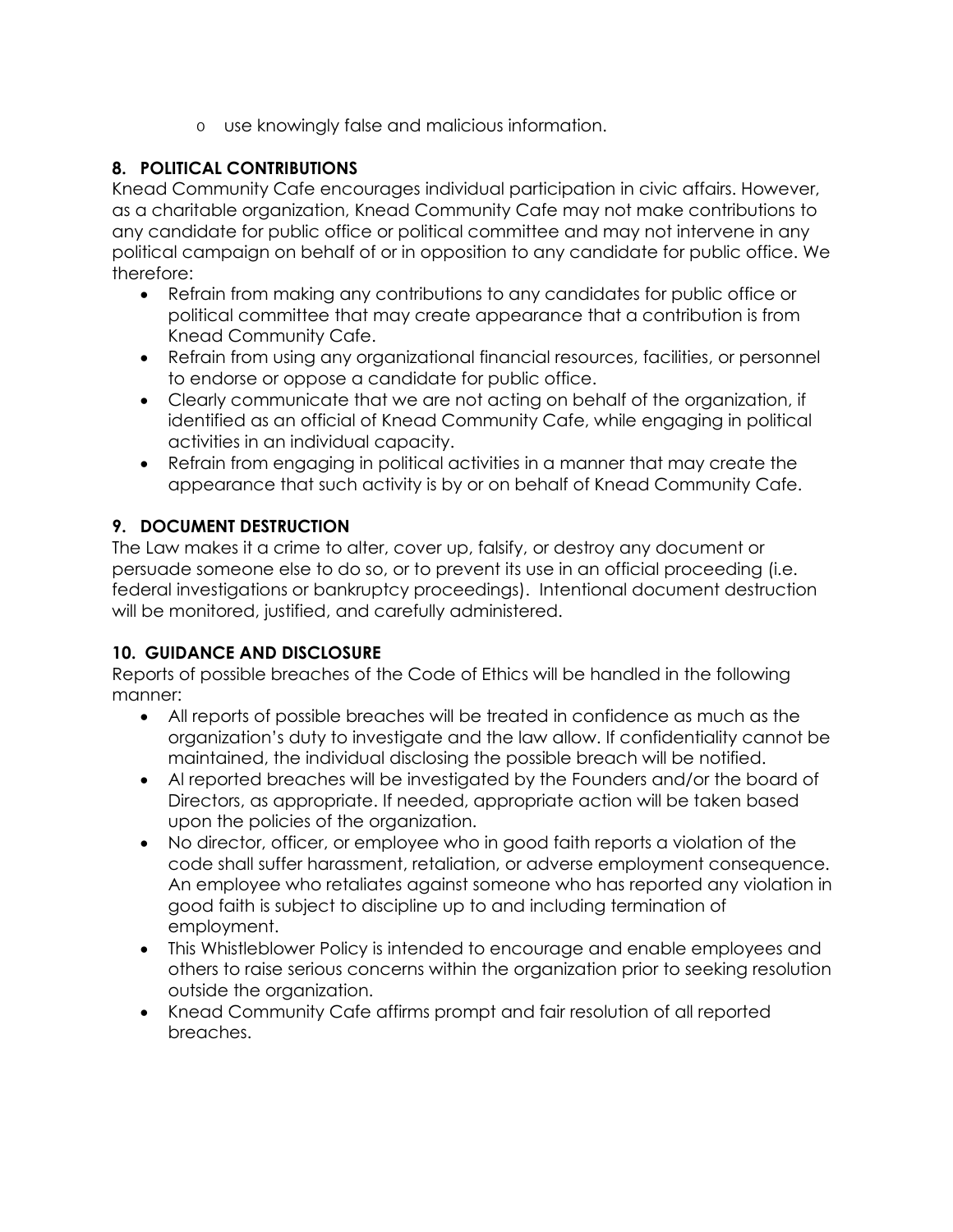- use knowingly false and malicious information.

## 8. POLITICAL CONTRIBUTIONS

Knead Community Cafe encourages individual participation in civic affairs. However, as a charitable organization, Knead Community Cafe may not make contributions to any candidate for public office or political committee and may not intervene in any political campaign on behalf of or in opposition to any candidate for public office. We therefore:

- Refrain from making any contributions to any candidates for public office or political committee that may create appearance that a contribution is from Knead Community Cafe.
- Refrain from using any organizational financial resources, facilities, or personnel to endorse or oppose a candidate for public office.
- Clearly communicate that we are not acting on behalf of the organization, if identified as an official of Knead Community Cafe, while engaging in political activities in an individual capacity.
- Refrain from engaging in political activities in a manner that may create the appearance that such activity is by or on behalf of Knead Community Cafe.

## 9. DOCUMENT DESTRUCTION

The Law makes it a crime to alter, cover up, falsify, or destroy any document or persuade someone else to do so, or to prevent its use in an official proceeding (i.e. federal investigations or bankruptcy proceedings). Intentional document destruction will be monitored, justified, and carefully administered.

## 10. GUIDANCE AND DISCLOSURE

Reports of possible breaches of the Code of Ethics will be handled in the following manner:

- All reports of possible breaches will be treated in confidence as much as the organization's duty to investigate and the law allow. If confidentiality cannot be maintained, the individual disclosing the possible breach will be notified.
- Al reported breaches will be investigated by the Founders and/or the board of Directors, as appropriate. If needed, appropriate action will be taken based upon the policies of the organization.
- No director, officer, or employee who in good faith reports a violation of the code shall suffer harassment, retaliation, or adverse employment consequence. An employee who retaliates against someone who has reported any violation in good faith is subject to discipline up to and including termination of employment.
- This Whistleblower Policy is intended to encourage and enable employees and others to raise serious concerns within the organization prior to seeking resolution outside the organization.
- Knead Community Cafe affirms prompt and fair resolution of all reported breaches.